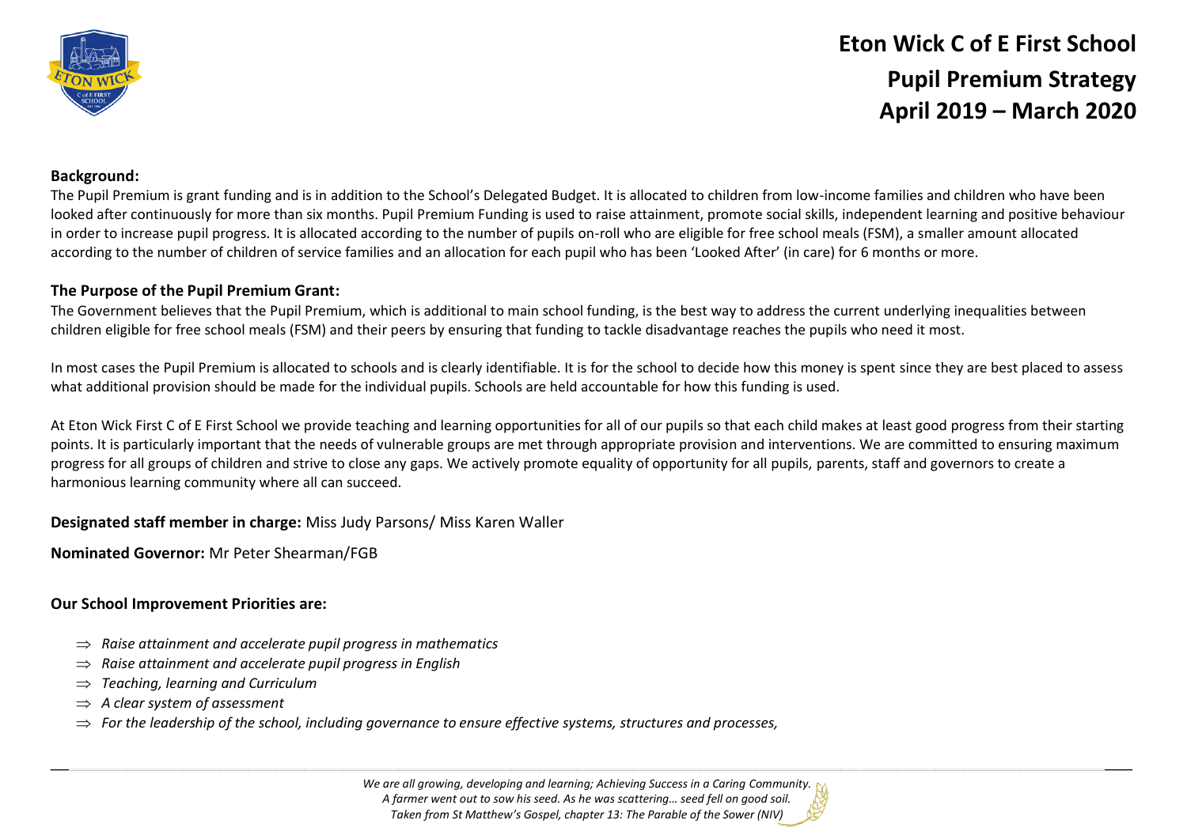# Eton Wick C of E First School

## Pupil Premium Strategy

## April 2019 – March 2020

**Background:**

The Pupil Premium is grant funding and is in addition to the School's Delegated Budget. It is allocated to children from low-income families and children who have been looked after continuously for more than six months. Pupil Premium Funding is used to raise attainment, promote social skills, independent learning and positive behaviour in order to increase pupil progress. It is allocated according to the number of pupils on-roll who are eligible for free school meals (FSM), a smaller amount allocated according to the number of children of service families and an allocation for each pupil who has been 'Looked After' (in care) for 6 months or more.

**The Purpose of the Pupil Premium Grant:**

The Government believes that the Pupil Premium, which is additional to main school funding, is the best way to address the current underlying inequalities between children eligible for free school meals (FSM) and their peers by ensuring that funding to tackle disadvantage reaches the pupils who need it most.

In most cases the Pupil Premium is allocated to schools and is clearly identifiable. It is for the school to decide how this money is spent since they are best placed to assess what additional provision should be made for the individual pupils. Schools are held accountable for how this funding is used.

At Eton Wick First C of E First School we provide teaching and learning opportunities for all of our pupils so that each child makes at least good progress from their starting points. It is particularly important that the needs of vulnerable groups are met through appropriate provision and interventions. We are committed to ensuring maximum progress for all groups of children and strive to close any gaps. We actively promote equality of opportunity for all pupils, parents, staff and governors to create a harmonious learning community where all can succeed.

**Designated staff member in charge:** Miss Judy Parsons/ Miss Karen Waller

**Nominated Governor:** Mr Peter Shearman/FGB

**Our School Improvement Priorities are:**

- ⇒ *Raise attainment and accelerate pupil progress in mathematics*
- ⇒ *Raise attainment and accelerate pupil progress in English*
- ⇒ *Teaching, learning and Curriculum*
- ⇒ *A clear system of assessment*
- ⇒ *For the leadership of the school, including governance to ensure effective systems, structures and processes,*

*We are all growing, developing and learning; Achieving Success in a Caring Community.*
*A farmer went out to sow his seed. As he was scattering… seed fell on good soil.*
*Taken from St Matthew's Gospel, chapter 13: The Parable of the Sower (NIV)*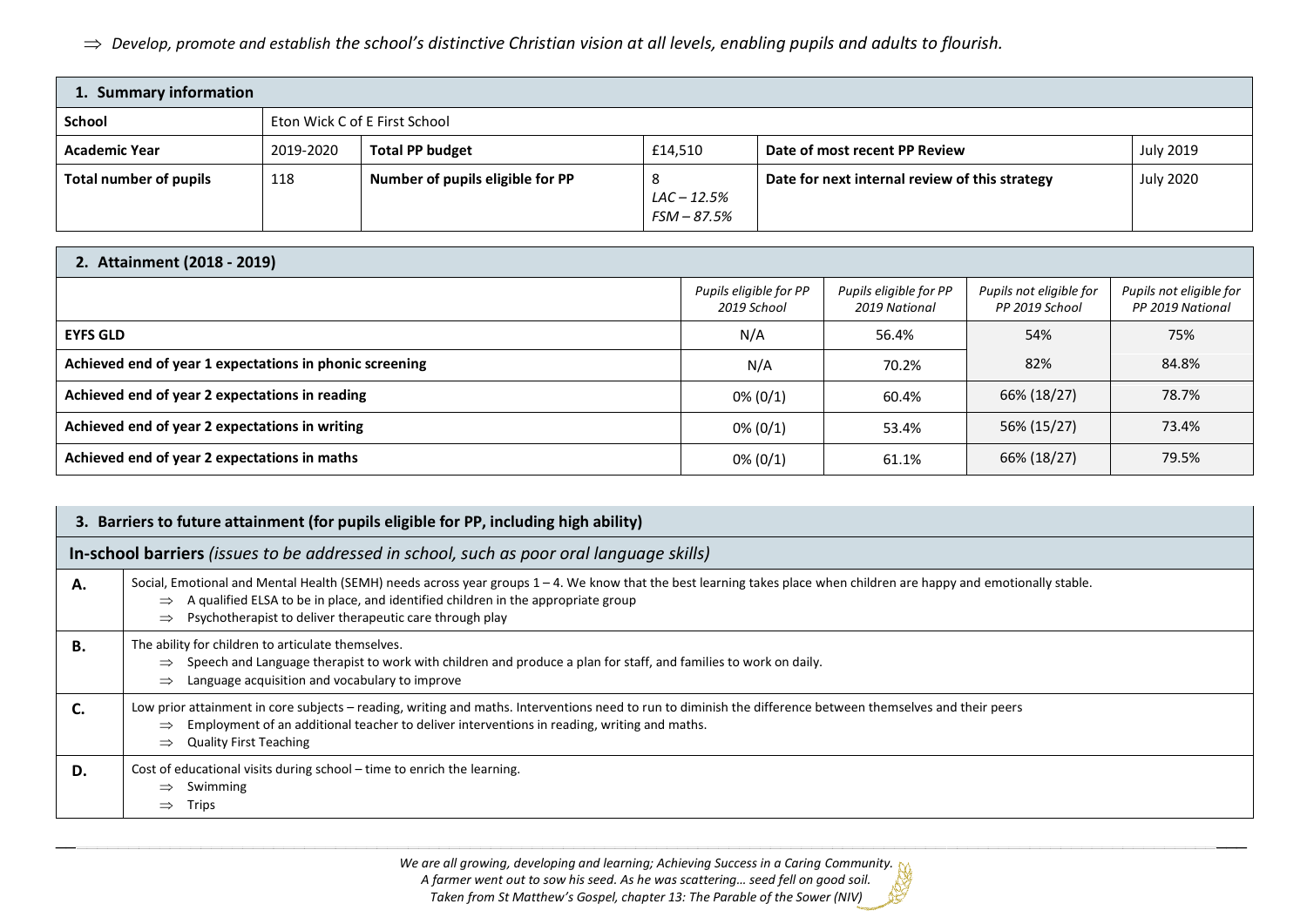⇒ *Develop, promote and establish the school's distinctive Christian vision at all levels, enabling pupils and adults to flourish.*

| 1. Summary information | | | | | |
|---|---|---|---|---|---|
| **School** | Eton Wick C of E First School | | | | |
| **Academic Year** | 2019-2020 | **Total PP budget** | £14,510 | **Date of most recent PP Review** | July 2019 |
| **Total number of pupils** | 118 | **Number of pupils eligible for PP** | 8 *LAC – 12.5%* *FSM – 87.5%* | **Date for next internal review of this strategy** | July 2020 |

| 2. Attainment (2018 - 2019) | | | | |
|---|---|---|---|---|
| | *Pupils eligible for PP 2019 School* | *Pupils eligible for PP 2019 National* | *Pupils not eligible for PP 2019 School* | *Pupils not eligible for PP 2019 National* |
| **EYFS GLD** | N/A | 56.4% | 54% | 75% |
| **Achieved end of year 1 expectations in phonic screening** | N/A | 70.2% | 82% | 84.8% |
| **Achieved end of year 2 expectations in reading** | 0% (0/1) | 60.4% | 66% (18/27) | 78.7% |
| **Achieved end of year 2 expectations in writing** | 0% (0/1) | 53.4% | 56% (15/27) | 73.4% |
| **Achieved end of year 2 expectations in maths** | 0% (0/1) | 61.1% | 66% (18/27) | 79.5% |

| 3. Barriers to future attainment (for pupils eligible for PP, including high ability) | |
|---|---|
| **In-school barriers** *(issues to be addressed in school, such as poor oral language skills)* | |
| **A.** | Social, Emotional and Mental Health (SEMH) needs across year groups 1 – 4. We know that the best learning takes place when children are happy and emotionally stable. ⇒ A qualified ELSA to be in place, and identified children in the appropriate group ⇒ Psychotherapist to deliver therapeutic care through play |
| **B.** | The ability for children to articulate themselves. ⇒ Speech and Language therapist to work with children and produce a plan for staff, and families to work on daily. ⇒ Language acquisition and vocabulary to improve |
| **C.** | Low prior attainment in core subjects – reading, writing and maths. Interventions need to run to diminish the difference between themselves and their peers ⇒ Employment of an additional teacher to deliver interventions in reading, writing and maths. ⇒ Quality First Teaching |
| **D.** | Cost of educational visits during school – time to enrich the learning. ⇒ Swimming ⇒ Trips |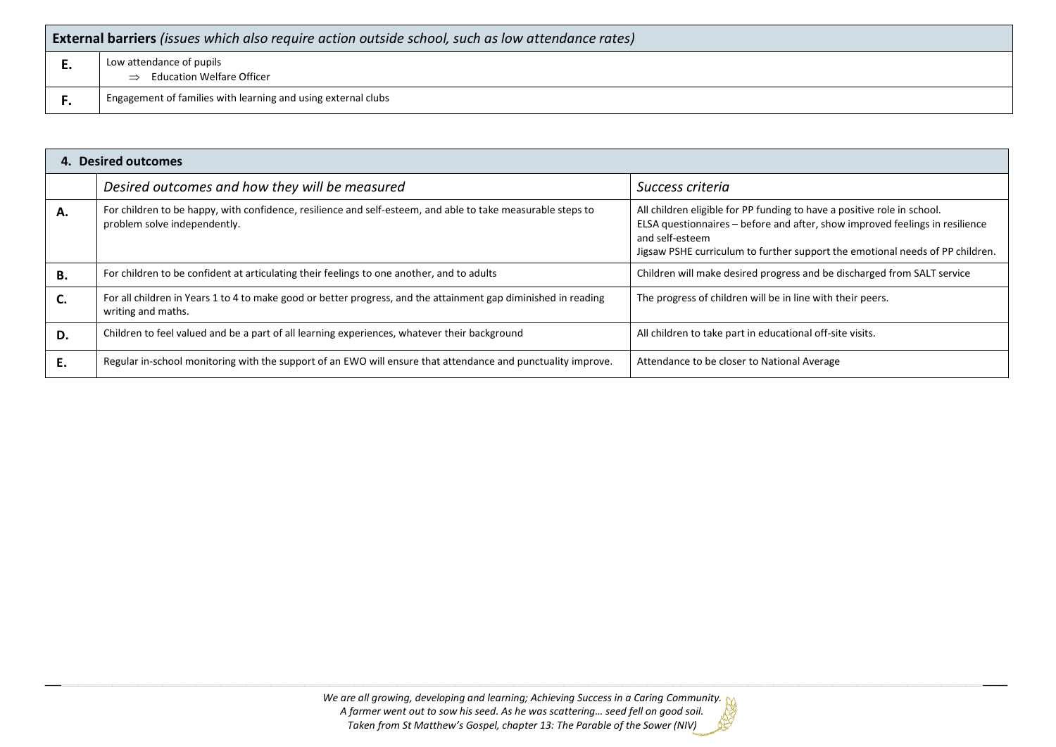| **External barriers** *(issues which also require action outside school, such as low attendance rates)* | |
|---|---|
| **E.** | Low attendance of pupils<br>⇒ Education Welfare Officer |
| **F.** | Engagement of families with learning and using external clubs |

| **4. Desired outcomes** | | |
|---|---|---|
| | *Desired outcomes and how they will be measured* | *Success criteria* |
| **A.** | For children to be happy, with confidence, resilience and self-esteem, and able to take measurable steps to problem solve independently. | All children eligible for PP funding to have a positive role in school.<br>ELSA questionnaires – before and after, show improved feelings in resilience and self-esteem<br>Jigsaw PSHE curriculum to further support the emotional needs of PP children. |
| **B.** | For children to be confident at articulating their feelings to one another, and to adults | Children will make desired progress and be discharged from SALT service |
| **C.** | For all children in Years 1 to 4 to make good or better progress, and the attainment gap diminished in reading writing and maths. | The progress of children will be in line with their peers. |
| **D.** | Children to feel valued and be a part of all learning experiences, whatever their background | All children to take part in educational off-site visits. |
| **E.** | Regular in-school monitoring with the support of an EWO will ensure that attendance and punctuality improve. | Attendance to be closer to National Average |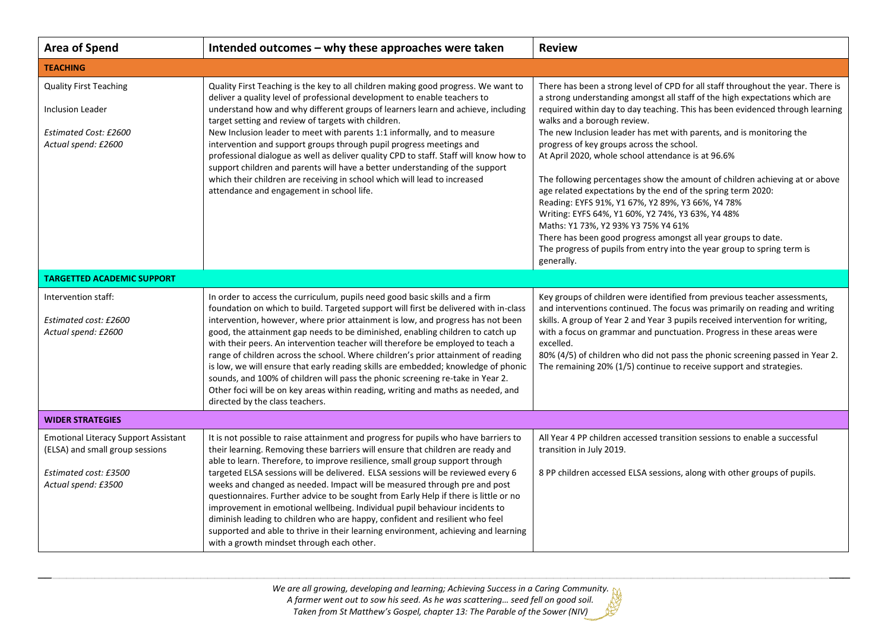| Area of Spend | Intended outcomes – why these approaches were taken | Review |
|---|---|---|
| **TEACHING** | | |
| Quality First Teaching<br><br>Inclusion Leader<br><br>*Estimated Cost: £2600*<br>*Actual spend: £2600* | Quality First Teaching is the key to all children making good progress. We want to deliver a quality level of professional development to enable teachers to understand how and why different groups of learners learn and achieve, including target setting and review of targets with children.<br>New Inclusion leader to meet with parents 1:1 informally, and to measure intervention and support groups through pupil progress meetings and professional dialogue as well as deliver quality CPD to staff. Staff will know how to support children and parents will have a better understanding of the support which their children are receiving in school which will lead to increased attendance and engagement in school life. | There has been a strong level of CPD for all staff throughout the year. There is a strong understanding amongst all staff of the high expectations which are required within day to day teaching. This has been evidenced through learning walks and a borough review.<br>The new Inclusion leader has met with parents, and is monitoring the progress of key groups across the school.<br>At April 2020, whole school attendance is at 96.6%<br><br>The following percentages show the amount of children achieving at or above age related expectations by the end of the spring term 2020:<br>Reading: EYFS 91%, Y1 67%, Y2 89%, Y3 66%, Y4 78%<br>Writing: EYFS 64%, Y1 60%, Y2 74%, Y3 63%, Y4 48%<br>Maths: Y1 73%, Y2 93% Y3 75% Y4 61%<br>There has been good progress amongst all year groups to date.<br>The progress of pupils from entry into the year group to spring term is generally. |
| **TARGETTED ACADEMIC SUPPORT** | | |
| Intervention staff:<br><br>*Estimated cost: £2600*<br>*Actual spend: £2600* | In order to access the curriculum, pupils need good basic skills and a firm foundation on which to build. Targeted support will first be delivered with in-class intervention, however, where prior attainment is low, and progress has not been good, the attainment gap needs to be diminished, enabling children to catch up with their peers. An intervention teacher will therefore be employed to teach a range of children across the school. Where children's prior attainment of reading is low, we will ensure that early reading skills are embedded; knowledge of phonic sounds, and 100% of children will pass the phonic screening re-take in Year 2. Other foci will be on key areas within reading, writing and maths as needed, and directed by the class teachers. | Key groups of children were identified from previous teacher assessments, and interventions continued. The focus was primarily on reading and writing skills. A group of Year 2 and Year 3 pupils received intervention for writing, with a focus on grammar and punctuation. Progress in these areas were excelled.<br>80% (4/5) of children who did not pass the phonic screening passed in Year 2. The remaining 20% (1/5) continue to receive support and strategies. |
| **WIDER STRATEGIES** | | |
| Emotional Literacy Support Assistant (ELSA) and small group sessions<br><br>*Estimated cost: £3500*<br>*Actual spend: £3500* | It is not possible to raise attainment and progress for pupils who have barriers to their learning. Removing these barriers will ensure that children are ready and able to learn. Therefore, to improve resilience, small group support through targeted ELSA sessions will be delivered. ELSA sessions will be reviewed every 6 weeks and changed as needed. Impact will be measured through pre and post questionnaires. Further advice to be sought from Early Help if there is little or no improvement in emotional wellbeing. Individual pupil behaviour incidents to diminish leading to children who are happy, confident and resilient who feel supported and able to thrive in their learning environment, achieving and learning with a growth mindset through each other. | All Year 4 PP children accessed transition sessions to enable a successful transition in July 2019.<br><br>8 PP children accessed ELSA sessions, along with other groups of pupils. |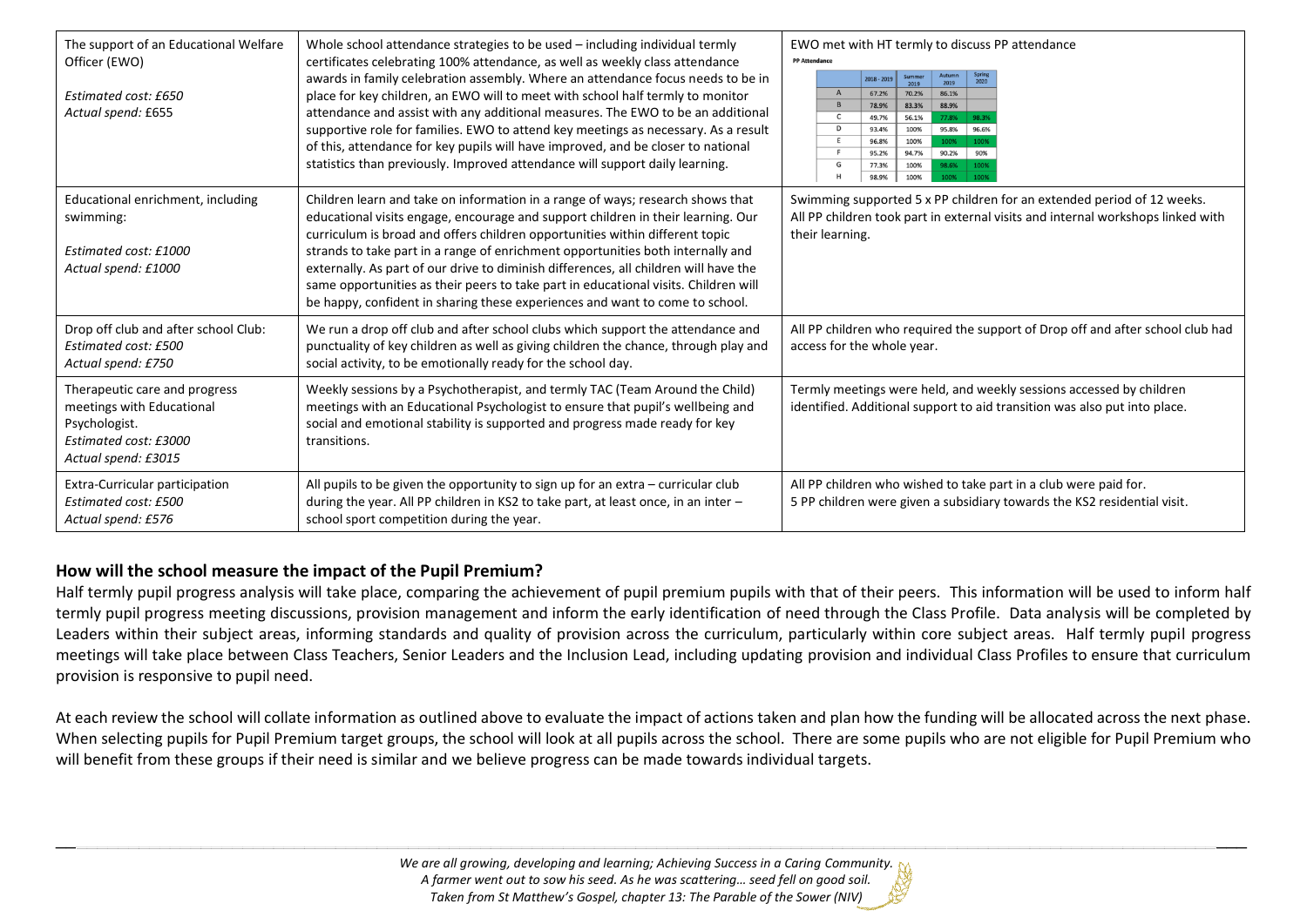| | | |
|---|---|---|
| The support of an Educational Welfare Officer (EWO)<br><br>*Estimated cost: £650*<br>*Actual spend:* £655 | Whole school attendance strategies to be used – including individual termly certificates celebrating 100% attendance, as well as weekly class attendance awards in family celebration assembly. Where an attendance focus needs to be in place for key children, an EWO will to meet with school half termly to monitor attendance and assist with any additional measures. The EWO to be an additional supportive role for families. EWO to attend key meetings as necessary. As a result of this, attendance for key pupils will have improved, and be closer to national statistics than previously. Improved attendance will support daily learning. | EWO met with HT termly to discuss PP attendance<br><br>**PP Attendance**<br><br>\| \| 2018 - 2019 \| Summer 2019 \| Autumn 2019 \| Spring 2020 \|<br>\| A \| 67.2% \| 70.2% \| 86.1% \| \|<br>\| B \| 78.9% \| 83.3% \| 88.9% \| \|<br>\| C \| 49.7% \| 56.1% \| 77.8% \| 98.3% \|<br>\| D \| 93.4% \| 100% \| 95.8% \| 96.6% \|<br>\| E \| 96.8% \| 100% \| 100% \| 100% \|<br>\| F \| 95.2% \| 94.7% \| 90.2% \| 90% \|<br>\| G \| 77.3% \| 100% \| 98.6% \| 100% \|<br>\| H \| 98.9% \| 100% \| 100% \| 100% \| |
| Educational enrichment, including swimming:<br><br>*Estimated cost: £1000*<br>*Actual spend: £1000* | Children learn and take on information in a range of ways; research shows that educational visits engage, encourage and support children in their learning. Our curriculum is broad and offers children opportunities within different topic strands to take part in a range of enrichment opportunities both internally and externally. As part of our drive to diminish differences, all children will have the same opportunities as their peers to take part in educational visits. Children will be happy, confident in sharing these experiences and want to come to school. | Swimming supported 5 x PP children for an extended period of 12 weeks. All PP children took part in external visits and internal workshops linked with their learning. |
| Drop off club and after school Club:<br>*Estimated cost: £500*<br>*Actual spend: £750* | We run a drop off club and after school clubs which support the attendance and punctuality of key children as well as giving children the chance, through play and social activity, to be emotionally ready for the school day. | All PP children who required the support of Drop off and after school club had access for the whole year. |
| Therapeutic care and progress meetings with Educational Psychologist.<br>*Estimated cost: £3000*<br>*Actual spend: £3015* | Weekly sessions by a Psychotherapist, and termly TAC (Team Around the Child) meetings with an Educational Psychologist to ensure that pupil's wellbeing and social and emotional stability is supported and progress made ready for key transitions. | Termly meetings were held, and weekly sessions accessed by children identified. Additional support to aid transition was also put into place. |
| Extra-Curricular participation<br>*Estimated cost: £500*<br>*Actual spend: £576* | All pupils to be given the opportunity to sign up for an extra – curricular club during the year. All PP children in KS2 to take part, at least once, in an inter – school sport competition during the year. | All PP children who wished to take part in a club were paid for.<br>5 PP children were given a subsidiary towards the KS2 residential visit. |

## How will the school measure the impact of the Pupil Premium?

Half termly pupil progress analysis will take place, comparing the achievement of pupil premium pupils with that of their peers. This information will be used to inform half termly pupil progress meeting discussions, provision management and inform the early identification of need through the Class Profile. Data analysis will be completed by Leaders within their subject areas, informing standards and quality of provision across the curriculum, particularly within core subject areas. Half termly pupil progress meetings will take place between Class Teachers, Senior Leaders and the Inclusion Lead, including updating provision and individual Class Profiles to ensure that curriculum provision is responsive to pupil need.

At each review the school will collate information as outlined above to evaluate the impact of actions taken and plan how the funding will be allocated across the next phase. When selecting pupils for Pupil Premium target groups, the school will look at all pupils across the school. There are some pupils who are not eligible for Pupil Premium who will benefit from these groups if their need is similar and we believe progress can be made towards individual targets.